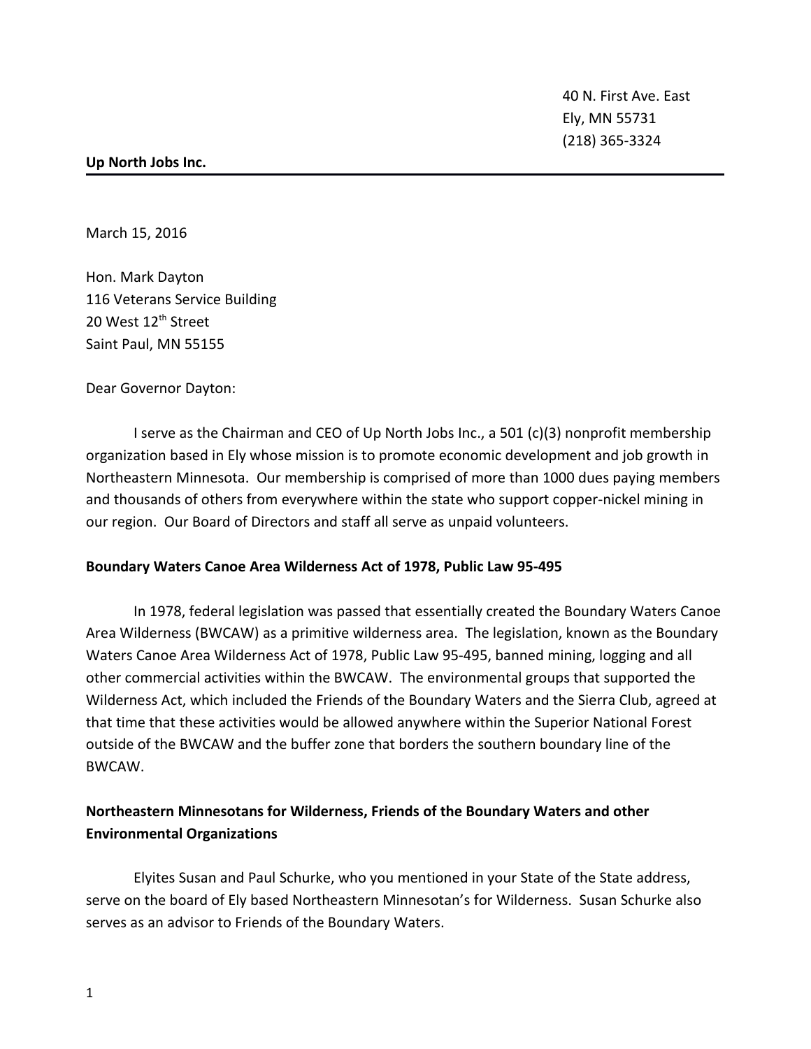40 N. First Ave. East
Ely, MN 55731
(218) 365-3324

**Up North Jobs Inc.**

---

March 15, 2016

Hon. Mark Dayton
116 Veterans Service Building
20 West 12th Street
Saint Paul, MN 55155

Dear Governor Dayton:

I serve as the Chairman and CEO of Up North Jobs Inc., a 501 (c)(3) nonprofit membership organization based in Ely whose mission is to promote economic development and job growth in Northeastern Minnesota. Our membership is comprised of more than 1000 dues paying members and thousands of others from everywhere within the state who support copper-nickel mining in our region. Our Board of Directors and staff all serve as unpaid volunteers.

**Boundary Waters Canoe Area Wilderness Act of 1978, Public Law 95-495**

In 1978, federal legislation was passed that essentially created the Boundary Waters Canoe Area Wilderness (BWCAW) as a primitive wilderness area. The legislation, known as the Boundary Waters Canoe Area Wilderness Act of 1978, Public Law 95-495, banned mining, logging and all other commercial activities within the BWCAW. The environmental groups that supported the Wilderness Act, which included the Friends of the Boundary Waters and the Sierra Club, agreed at that time that these activities would be allowed anywhere within the Superior National Forest outside of the BWCAW and the buffer zone that borders the southern boundary line of the BWCAW.

**Northeastern Minnesotans for Wilderness, Friends of the Boundary Waters and other Environmental Organizations**

Elyites Susan and Paul Schurke, who you mentioned in your State of the State address, serve on the board of Ely based Northeastern Minnesotan's for Wilderness. Susan Schurke also serves as an advisor to Friends of the Boundary Waters.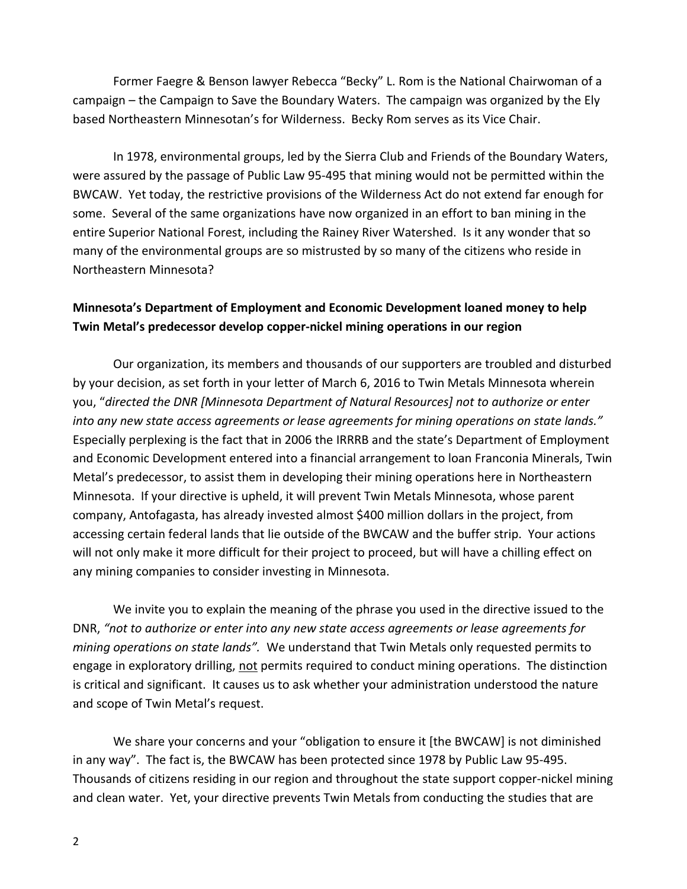Former Faegre & Benson lawyer Rebecca "Becky" L. Rom is the National Chairwoman of a campaign – the Campaign to Save the Boundary Waters. The campaign was organized by the Ely based Northeastern Minnesotan's for Wilderness. Becky Rom serves as its Vice Chair.

In 1978, environmental groups, led by the Sierra Club and Friends of the Boundary Waters, were assured by the passage of Public Law 95-495 that mining would not be permitted within the BWCAW. Yet today, the restrictive provisions of the Wilderness Act do not extend far enough for some. Several of the same organizations have now organized in an effort to ban mining in the entire Superior National Forest, including the Rainey River Watershed. Is it any wonder that so many of the environmental groups are so mistrusted by so many of the citizens who reside in Northeastern Minnesota?

**Minnesota's Department of Employment and Economic Development loaned money to help Twin Metal's predecessor develop copper-nickel mining operations in our region**

Our organization, its members and thousands of our supporters are troubled and disturbed by your decision, as set forth in your letter of March 6, 2016 to Twin Metals Minnesota wherein you, "*directed the DNR [Minnesota Department of Natural Resources] not to authorize or enter into any new state access agreements or lease agreements for mining operations on state lands.*" Especially perplexing is the fact that in 2006 the IRRRB and the state's Department of Employment and Economic Development entered into a financial arrangement to loan Franconia Minerals, Twin Metal's predecessor, to assist them in developing their mining operations here in Northeastern Minnesota. If your directive is upheld, it will prevent Twin Metals Minnesota, whose parent company, Antofagasta, has already invested almost $400 million dollars in the project, from accessing certain federal lands that lie outside of the BWCAW and the buffer strip. Your actions will not only make it more difficult for their project to proceed, but will have a chilling effect on any mining companies to consider investing in Minnesota.

We invite you to explain the meaning of the phrase you used in the directive issued to the DNR, *"not to authorize or enter into any new state access agreements or lease agreements for mining operations on state lands".* We understand that Twin Metals only requested permits to engage in exploratory drilling, <u>not</u> permits required to conduct mining operations. The distinction is critical and significant. It causes us to ask whether your administration understood the nature and scope of Twin Metal's request.

We share your concerns and your "obligation to ensure it [the BWCAW] is not diminished in any way". The fact is, the BWCAW has been protected since 1978 by Public Law 95-495. Thousands of citizens residing in our region and throughout the state support copper-nickel mining and clean water. Yet, your directive prevents Twin Metals from conducting the studies that are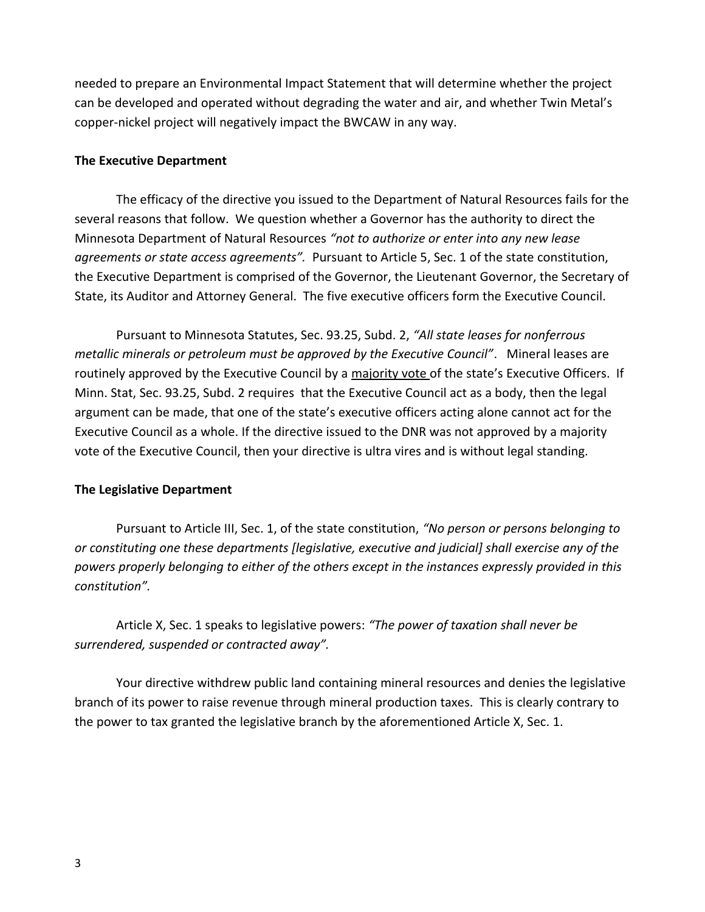needed to prepare an Environmental Impact Statement that will determine whether the project can be developed and operated without degrading the water and air, and whether Twin Metal's copper-nickel project will negatively impact the BWCAW in any way.

**The Executive Department**

The efficacy of the directive you issued to the Department of Natural Resources fails for the several reasons that follow. We question whether a Governor has the authority to direct the Minnesota Department of Natural Resources *"not to authorize or enter into any new lease agreements or state access agreements".* Pursuant to Article 5, Sec. 1 of the state constitution, the Executive Department is comprised of the Governor, the Lieutenant Governor, the Secretary of State, its Auditor and Attorney General. The five executive officers form the Executive Council.

Pursuant to Minnesota Statutes, Sec. 93.25, Subd. 2, *"All state leases for nonferrous metallic minerals or petroleum must be approved by the Executive Council"*. Mineral leases are routinely approved by the Executive Council by a <u>majority vote</u> of the state's Executive Officers. If Minn. Stat, Sec. 93.25, Subd. 2 requires that the Executive Council act as a body, then the legal argument can be made, that one of the state's executive officers acting alone cannot act for the Executive Council as a whole. If the directive issued to the DNR was not approved by a majority vote of the Executive Council, then your directive is ultra vires and is without legal standing.

**The Legislative Department**

Pursuant to Article III, Sec. 1, of the state constitution, *"No person or persons belonging to or constituting one these departments [legislative, executive and judicial] shall exercise any of the powers properly belonging to either of the others except in the instances expressly provided in this constitution".*

Article X, Sec. 1 speaks to legislative powers: *"The power of taxation shall never be surrendered, suspended or contracted away".*

Your directive withdrew public land containing mineral resources and denies the legislative branch of its power to raise revenue through mineral production taxes. This is clearly contrary to the power to tax granted the legislative branch by the aforementioned Article X, Sec. 1.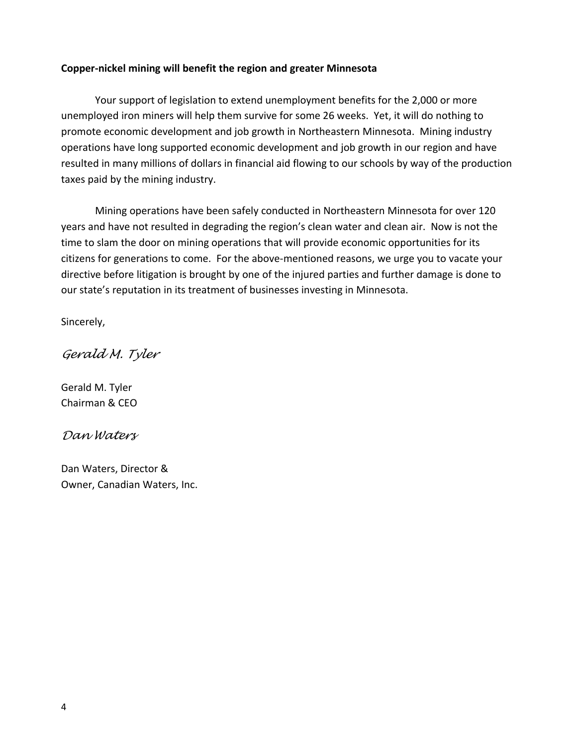**Copper-nickel mining will benefit the region and greater Minnesota**

Your support of legislation to extend unemployment benefits for the 2,000 or more unemployed iron miners will help them survive for some 26 weeks. Yet, it will do nothing to promote economic development and job growth in Northeastern Minnesota. Mining industry operations have long supported economic development and job growth in our region and have resulted in many millions of dollars in financial aid flowing to our schools by way of the production taxes paid by the mining industry.

Mining operations have been safely conducted in Northeastern Minnesota for over 120 years and have not resulted in degrading the region's clean water and clean air. Now is not the time to slam the door on mining operations that will provide economic opportunities for its citizens for generations to come. For the above-mentioned reasons, we urge you to vacate your directive before litigation is brought by one of the injured parties and further damage is done to our state's reputation in its treatment of businesses investing in Minnesota.

Sincerely,

*Gerald M. Tyler*

Gerald M. Tyler
Chairman & CEO

*Dan Waters*

Dan Waters, Director &
Owner, Canadian Waters, Inc.